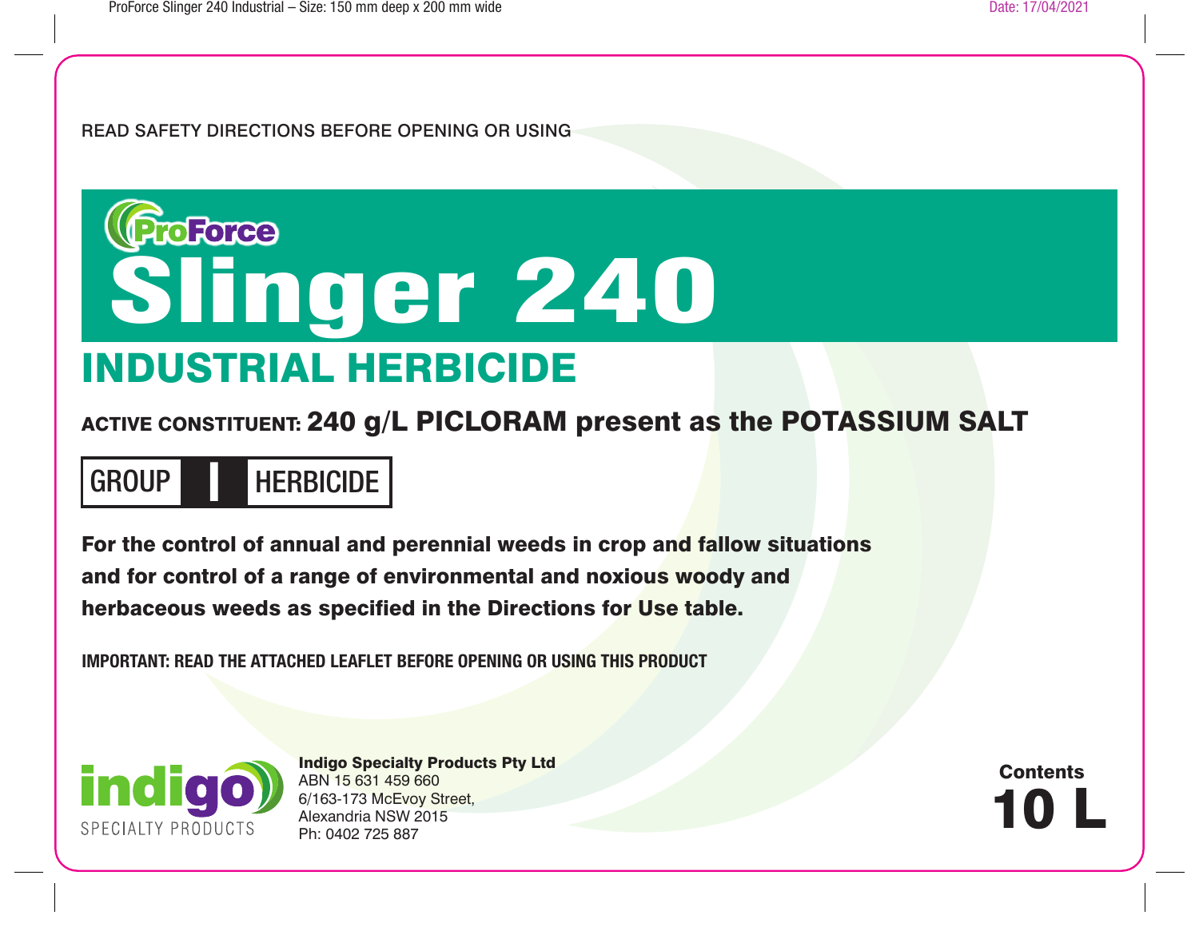READ SAFETY DIRECTIONS BEFORE OPENING OR USING

ProForce

# Slinger 240

## INDUSTRIAL HERBICIDE

**ACTIVE CONSTITUENT: 240 g/L PICLORAM present as the POTASSIUM SALT**

**GROUP I HERBICIDE**

**For the control of annual and perennial weeds in crop and fallow situations and for control of a range of environmental and noxious woody and herbaceous weeds as specified in the Directions for Use table.**

**IMPORTANT: READ THE ATTACHED LEAFLET BEFORE OPENING OR USING THIS PRODUCT**

indigo SPECIALTY PRODUCTS

**Indigo Specialty Products Pty Ltd**
ABN 15 631 459 660
6/163-173 McEvoy Street,
Alexandria NSW 2015
Ph: 0402 725 887

**Contents**
**10 L**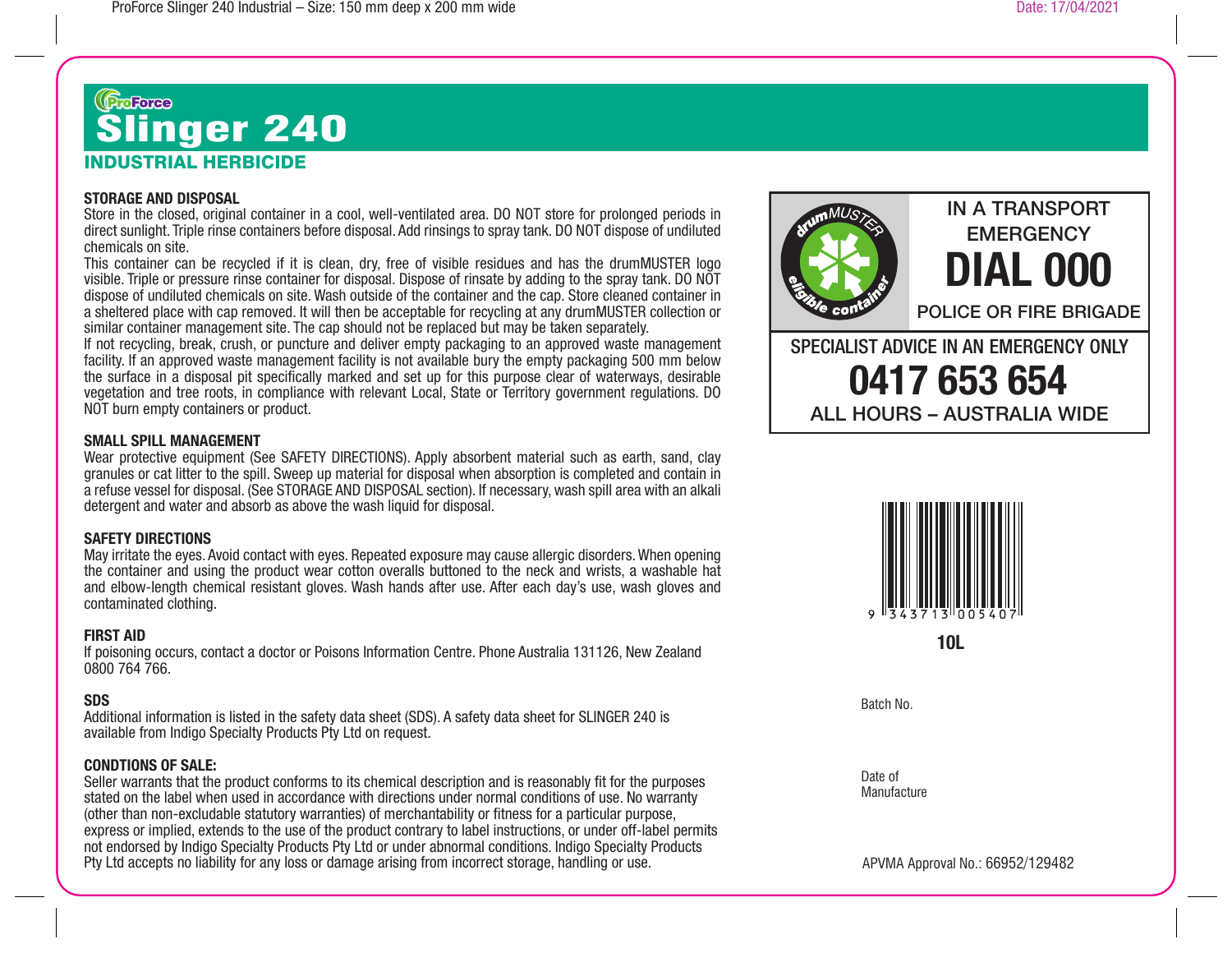ProForce

# Slinger 240

## INDUSTRIAL HERBICIDE

**STORAGE AND DISPOSAL**

Store in the closed, original container in a cool, well-ventilated area. DO NOT store for prolonged periods in direct sunlight. Triple rinse containers before disposal. Add rinsings to spray tank. DO NOT dispose of undiluted chemicals on site.

This container can be recycled if it is clean, dry, free of visible residues and has the drumMUSTER logo visible. Triple or pressure rinse container for disposal. Dispose of rinsate by adding to the spray tank. DO NOT dispose of undiluted chemicals on site. Wash outside of the container and the cap. Store cleaned container in a sheltered place with cap removed. It will then be acceptable for recycling at any drumMUSTER collection or similar container management site. The cap should not be replaced but may be taken separately.

If not recycling, break, crush, or puncture and deliver empty packaging to an approved waste management facility. If an approved waste management facility is not available bury the empty packaging 500 mm below the surface in a disposal pit specifically marked and set up for this purpose clear of waterways, desirable vegetation and tree roots, in compliance with relevant Local, State or Territory government regulations. DO NOT burn empty containers or product.

**SMALL SPILL MANAGEMENT**

Wear protective equipment (See SAFETY DIRECTIONS). Apply absorbent material such as earth, sand, clay granules or cat litter to the spill. Sweep up material for disposal when absorption is completed and contain in a refuse vessel for disposal. (See STORAGE AND DISPOSAL section). If necessary, wash spill area with an alkali detergent and water and absorb as above the wash liquid for disposal.

**SAFETY DIRECTIONS**

May irritate the eyes. Avoid contact with eyes. Repeated exposure may cause allergic disorders. When opening the container and using the product wear cotton overalls buttoned to the neck and wrists, a washable hat and elbow-length chemical resistant gloves. Wash hands after use. After each day's use, wash gloves and contaminated clothing.

**FIRST AID**

If poisoning occurs, contact a doctor or Poisons Information Centre. Phone Australia 131126, New Zealand 0800 764 766.

**SDS**

Additional information is listed in the safety data sheet (SDS). A safety data sheet for SLINGER 240 is available from Indigo Specialty Products Pty Ltd on request.

**CONDTIONS OF SALE:**

Seller warrants that the product conforms to its chemical description and is reasonably fit for the purposes stated on the label when used in accordance with directions under normal conditions of use. No warranty (other than non-excludable statutory warranties) of merchantability or fitness for a particular purpose, express or implied, extends to the use of the product contrary to label instructions, or under off-label permits not endorsed by Indigo Specialty Products Pty Ltd or under abnormal conditions. Indigo Specialty Products Pty Ltd accepts no liability for any loss or damage arising from incorrect storage, handling or use.

drumMUSTER eligible container

IN A TRANSPORT EMERGENCY

**DIAL 000**

POLICE OR FIRE BRIGADE

SPECIALIST ADVICE IN AN EMERGENCY ONLY

**0417 653 654**

ALL HOURS – AUSTRALIA WIDE

9 343713 005407

**10L**

Batch No.

Date of Manufacture

APVMA Approval No.: 66952/129482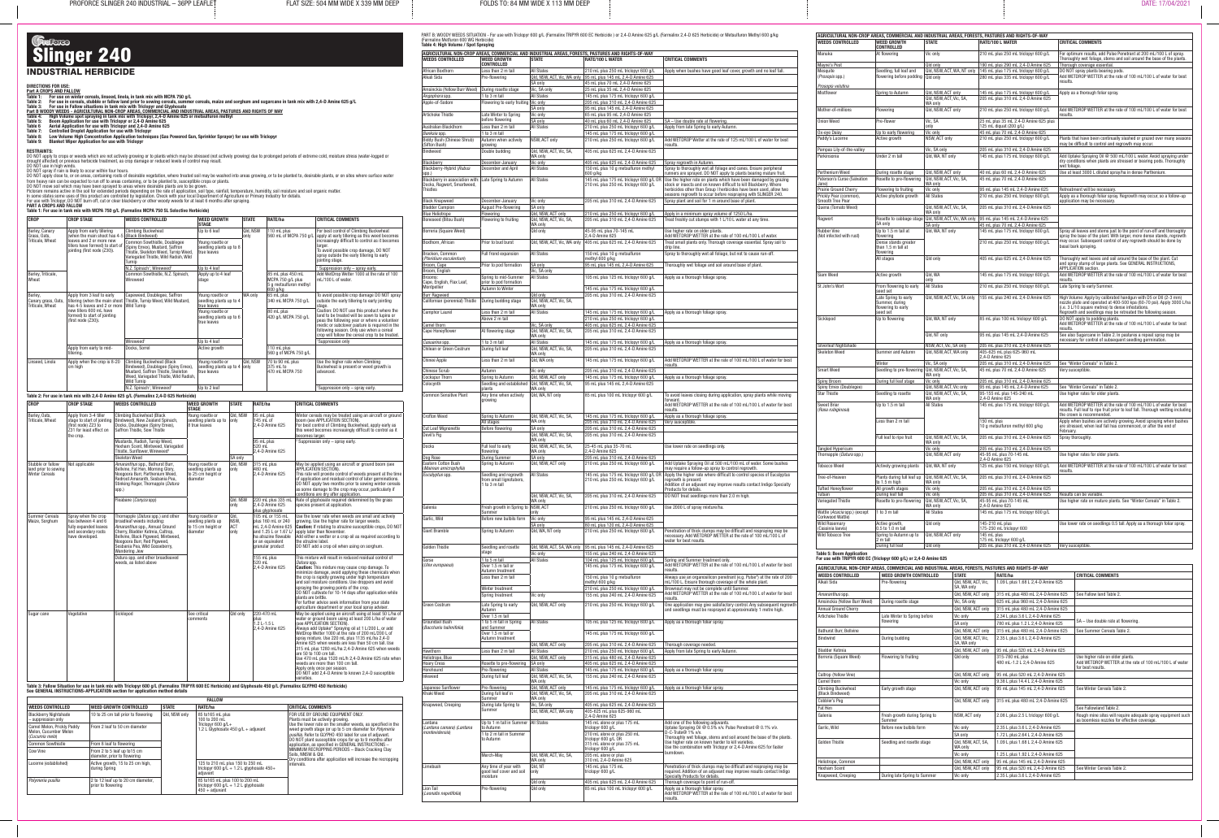# Slinger 240

## INDUSTRIAL HERBICIDE

**DIRECTIONS FOR USE:**

**Part A CROPS AND FALLOW**

**Table 1: For use on winter cereals, linseed, linola, in tank mix with MCPA 750 g/L**
**Table 2: For use in cereals, stubble or fallow land prior to sowing cereals, summer cereals, maize and sorghum and sugarcane in tank mix with 2,4-D Amine 625 g/L**
**Table 3: For use in Fallow situations in tank mix with Triclopyr and Glyphosate**

**Part B WOODY WEEDS – AGRICULTURAL NON-CROP AREAS, COMMERCIAL AND INDUSTRIAL AREAS, PASTURES AND RIGHTS OF WAY**

**Table 4: High Volume spot spraying in tank mix with Triclopyr, 2,4-D Amine 625 or metsulfuron methyl**
**Table 5: Boom Application for use with Triclopyr or 2,4-D Amine 625**
**Table 6: Aerial Application for use with Triclopyr and 2,4-D Amine 625**
**Table 7: Controlled Droplet Application for use with Triclopyr**
**Table 8: Low Volume High Concentration Application techniques (Gas Powered Gun, Sprinkler Sprayer) for use with Triclopyr**
**Table 9: Blanket Wiper Application for use with Triclopyr**

**RESTRAINTS:**

DO NOT apply to crops or weeds which are not actively growing or to plants which may be stressed (not actively growing) due to prolonged periods of extreme cold, moisture stress (water-logged or drought affected) or previous herbicide treatment, as crop damage or reduced levels of control may result.
DO NOT spray if rain is likely to occur within four hours.
DO NOT apply close to, or on areas containing roots of desirable vegetation, where treated soil may be washed into areas growing, or to be planted to, desirable plants or an area where surface water from heavy rain can be expected to run off to areas containing, or to be planted to, susceptible crops or plants.
DO NOT move soil which may have been sprayed to areas where desirable plants are to be grown.
Picloram remains active in the soil for extended periods depending on the rate of application, soil type, rainfall, temperature, humidity, soil moisture and soil organic matter.
In some states some uses of this product are controlled by legislation. Check with your local Department of Agriculture or Primary Industry for details.
For use with Triclopyr, DO NOT burn off, cut or clear blackberry or other woody weeds for at least 6 months after spraying.

**PART A CROPS AND FALLOW**

**Table 1: For use in tank mix with MCPA 750 g/L (Farmalinx MCPA 750 SL Selective Herbicide)**

| CROP | CROP STAGE | WEEDS CONTROLLED | WEED GROWTH STAGE | STATE | RATE/ha | CRITICAL COMMENTS |
|---|---|---|---|---|---|---|
| Barley, Canary Grass, Oats, Triticale, Wheat | Apply from early tillering (when the main shoot has 4-5 leaves and 2 or more new tillers have formed) to start of jointing (first node Z30). | Climbing Buckwheat (Black Bindweed) | Up to 6 leaf | Qld, NSW only | 110 mL plus 560 mL of MCPA 750 g/L | For best control of Climbing Buckwheat apply at early tillering as this weed becomes increasingly difficult to control as it becomes larger. To avoid possible crop damage, DO NOT spray outside the early tillering to early jointing stage. |
| | | Common Sowthistle, Doublegee (Spiny Emex), Mustard, Saffron Thistle, Skeleton Weed, Turnip Weed, Variegated Thistle, Wild Radish, Wild Turnip | Young rosette or seedling plants up to 8 true leaves | | | |
| | | N.Z. Spinach, Wireweed | Up to 4 leaf | | | Suppression only – spray early. |
| Barley, Triticale, Wheat | | Common Sowthistle, N.Z. Spinach, Wireweed | Apply up to 4 leaf stage | | 85 mL plus 450 mL MCPA 750 g/L plus 5 g metsulfuron methyl 600 g/kg | Add WetDrop Wetter 1000 at the rate of 100 mL/100 L of water. |
| Barley, Canary grass, Oats, Triticale, Wheat | Apply from 3 leaf to early tillering (when the main shoot has 4-5 leaves and 2 or more new tillers have formed) to start of jointing (first node Z30). | Capeweed, Doublegee, Saffron Thistle, Turnip Weed, Wild Mustard, Wild Turnip | Young rosette or seedling plants up to 4 true leaves | WA only | 65 mL plus 340 mL MCPA 750 g/L | To avoid possible crop damage DO NOT spray outside the early tillering to early jointing stage. Caution: DO NOT use this product where the land to be treated will be sown to lupins or peas the following year or where a volunteer medic or subclover pasture is required in the following season. Only use when a cereal crop will follow the cereal crop to be treated. |
| | | | Young rosette or seedling plants up to 6 true leaves | | 80 mL plus 420 mL MCPA 750 g/L | |
| | | Wireweed | Up to 4 leaf | | | Suppression only |
| | Apply from early to mid-tillering. | Docks, Sorrel | Active growth | | 110 mL plus 560 g of MCPA 750 g/L | |
| Linseed, Linola | Apply when the crop is 8-20 cm high | Climbing Buckwheat (Black Bindweed), Doublegee (Spiny Emex), Mustard, Saffron Thistle, Skeleton Weed, Variegated Thistle, Wild Radish, Wild Turnip | Young rosette or seedling plants up to 4 true leaves | Qld, NSW only | 70 to 90 mL plus 375 mL to 470 mL MCPA 750 | Use the higher rate when Climbing Buckwheat is present or weed growth is advanced. |
| | | N.Z. Spinach*, Wireweed | Up to 2 leaf | | | *Suppression only – spray early. |

**Table 2: For use in tank mix with 2,4-D Amine 625 g/L (Farmalinx 2,4-D 625 Herbicide)**

| CROP | CROP STAGE | WEEDS CONTROLLED | WEED GROWTH STAGE | STATE | RATE/ha | CRITICAL COMMENTS |
|---|---|---|---|---|---|---|
| Barley, Oats, Triticale, Wheat | Apply from 3-4 tiller stage to start of jointing (first node Z30) or Z31 for least effect on the crop. | Climbing Buckwheat (Black Bindweed), New Zealand Spinach, Docks, Doublegee (Spiny Emex), Saffron Thistle, Variegated Thistle | Young rosette or seedling plants up to 8 true leaves | Qld, NSW only | 95 mL plus 145 mL 2,4-D Amine 625 | Winter cereals may be treated using an aircraft or ground boom (see APPLICATION SECTION). For best control of Climbing Buckwheat, apply early as this weed becomes increasingly difficult to control as it becomes larger. |
| | | Mustards, Radish, Turnip Weed, Hexham Scent, Wireweed, Variegated Thistle, Sunflower, Wireweed* | | | 95 mL plus 520 mL 2,4-D Amine 625 | * Suppression only – spray early. |
| | | Skeleton Weed | | SA only | | |
| Stubble or fallow land prior to sowing Winter Cereals | Not applicable | Amaranthus spp., Bathurst Burr, Bellvine, Fat Hen, Morning Glory, Noogoora Burr, Parthenium Weed, Redroot Amaranth, Sesbania Pea, Stinking Roger, Thornapple (Datura spp.) | Young rosette or seedling plants up to 25 cm height or diameter | Qld, NSW only | 315 mL plus 480 mL 2,4-D Amine 625 | May be applied using an aircraft or ground boom (see APPLICATION SECTION). This rate will provide control of weeds present at the time of application and residual control of later germinations. DO NOT apply two months prior to sowing winter cereals as some damage to the crop may occur, particularly if conditions are dry after application. |
| | | Fleabane (Conyza spp.) | | Qld, NSW only | 220 mL plus 335 mL 2,4-D Amine 625 plus glyphosate | Use of glyphosate required determined by the grass species present at application. |
| Summer Cereals Maize, Sorghum | Spray when the crop has between 4 and 6 fully expanded leaves and secondary roots have developed. | Thornapple (Datura spp.) and other broadleaf weeds including: Amaranthus spp., Annual Ground Cherry, Bladder Ketmia, Caltrop, Bellvine, Black Pigweed, Mintweed, Noogoora Burr, Pigweed, Sesbania Pea, Wild Gooseberry, Wandering Jew | Young rosette or seedling plants up to 15 cm height or diameter | Qld, NSW, ACT only | 105 mL or 155 mL plus 160 mL or 240 mL 2,4-D Amine 625 plus 1.25 L or 1.87 L/ha atrazine flowable or an equivalent granular product. | Use the lower rate when weeds are small and actively growing. Use the higher rate for larger weeds. Caution: If rotating to atrazine susceptible crops, DO NOT apply later than November. Add either a wetter or a crop oil as required according to the atrazine label. DO NOT add a crop oil when using on sorghum. |
| | | Datura spp. and other broadleaf weeds, as listed above | | | 155 mL plus 520 mL 2,4-D Amine 625 | This mixture will result in reduced residual control of Datura spp. Caution: This mixture may cause crop damage. To minimize damage, avoid applying these chemicals when the crop is rapidly growing under high temperature and soil moisture conditions. Use droppers and avoid spraying the growing points of the crop. DO NOT cultivate for 10-14 days after application while plants are brittle. For further advice seek information from your state agriculture department or your local spray adviser. |
| Sugar cane | Vegetative | Sicklepod | See critical comments | Qld only | 220-470 mL plus 1.2 L-1.5 L 2,4-D Amine 625 | May be applied using an aircraft using at least 50 L/ha of water or ground boom using at least 200 L/ha of water (see APPLICATION SECTION). Always add Uptake* Spraying oil at 1 L/200 L, or add WetDrop Wetter 1000 at the rate of 200 mL/200 L of spray mixture. Use 220 mL plus 1.2 L/ha 2,4-D Amine 625 when weeds are less than 50 cm tall. Use 315 mL plus 1280 mL/ha 2,4-D Amine 625 when weeds are 50 to 100 cm tall. Use 470 mL plus 1500 mL/ha 2,4-D Amine 625 rate when weeds are more than 100 cm tall. Apply only once per season. DO NOT add 2,4-D Amine to known 2,4-D susceptible varieties. |

**Table 3: For use in Fallow Situation in tank mix with Triclopyr 600 g/L (Farmalinx TRIPYR 600 EC Herbicide) and Glyphosate 450 g/L (Farmalinx GLYPHO 450 Herbicide)**
**See GENERAL INSTRUCTIONS–APPLICATION section for application method details**

| FALLOW | | | | |
|---|---|---|---|---|
| **WEEDS CONTROLLED** | **WEED GROWTH STAGE** | **STATE** | **RATE/ha** | **CRITICAL COMMENTS** |
| Blackberry Nightshade – suppression only | 10 to 25 cm tall prior to flowering | Qld, NSW only | 65 to 165 mL plus 100 to 200 mL Triclopyr 600 g/L + 1.2 L Glyphosate 450 g/L + adjuvant | FOR USE BY GROUND EQUIPMENT ONLY. Plants must be actively growing. Use the lower rate on the smaller weeds, as specified in the weed growth stage for up to 5 cm diameter for Polymeria pusilla. Refer to GLYPHO 450 label for use of adjuvant. DO NOT plant susceptible crops for up to 9 months after application, as specified in GENERAL INSTRUCTIONS – MINIMUM RECROPPING PERIODS – Black Cracking Clay Soils, NNSW & Qld. Dry conditions after application will increase the recropping intervals. |
| Camel Melon, Prickly Paddy Melon, Cucumber Melon (Cucumis melo) | From 2 leaf to 50 cm diameter | | | |
| Common Sowthistle | From 6 leaf to flowering | | | |
| Cowvine | From 2 to 6 leaf up to 15 cm diameter prior to flowering | | | |
| Lucerne (established) | Active growth, 15 to 25 cm high, during Spring | | 125 to 210 mL plus 150 to 250 mL Triclopyr 600 g/L + 1.2 L glyphosate 450 + adjuvant | |
| *Polymeria pusilla* | 2 to 12 leaf up to 20 cm diameter, prior to flowering | | 85 to 165 mL plus 100 to 200 mL Triclopyr 600 g/L + 1.2 L glyphosate 450 + adjuvant | |

**PART B: WOODY WEEDS SITUATION** – For use in tank mix with Triclopyr 600 g/L (Farmalinx TRIPYR 600 EC Herbicide) or 2,4-D Amine 625 g/L (Farmalinx 2,4-D 625 Herbicide) or Metsulfuron Methyl 600 g/kg (Farmalinx Metsulfuron 600 WG Herbicide)

**Table 4: High Volume / Spot Spraying**

| AGRICULTURAL NON-CROP AREAS, COMMERCIAL AND INDUSTRIAL AREAS, FORESTS, PASTURES AND RIGHTS-OF-WAY | | | | |
|---|---|---|---|---|
| **WEEDS CONTROLLED** | **WEED GROWTH STAGE** | **STATE** | **RATE/100 L WATER** | **CRITICAL COMMENTS** |
| African Boxthorn | Less than 2 m tall | All States | 210 mL plus 250 mL triclopyr 600 g/L | Apply when bushes have good leaf cover, growth and no leaf fall. |
| Alkali Sida | Pre-flowering | Qld, NSW, ACT, Vic, WA only | 95 mL plus 145 mL 2,4-D Amine 625 | |
| | | SA only | 45 mL plus 70 mL 2,4-D Amine 625 | |
| Amsinckia (Yellow Burr Weed) | During rosette stage | Vic, SA only | 25 mL plus 35 mL 2,4-D Amine 625 | |
| *Angophora* spp. | 1 to 3 m tall | All States | 145 mL plus 175 mL triclopyr 600 g/L | |
| Apple-of-Sodom | Flowering to early fruiting | Vic only | 205 mL plus 310 mL 2,4-D Amine 625 | |
| | | SA only | 95 mL plus 145 mL 2,4-D Amine 625 | |
| Artichoke Thistle | Late Winter to Spring before flowering | Vic only | 85 mL plus 95 mL 2,4-D Amine 625 | |
| | | SA only | 40 mL plus 60 mL 2,4-D Amine 625 | SA – Use double rate at flowering. |
| Australian Blackthorn (*Bursaria* spp.) | Less than 2 m tall | All States | 210 mL plus 250 mL triclopyr 600 g/L | Apply from late Spring to early Autumn. |
| | 1 to 3 m tall | | 145 mL plus 175 mL triclopyr 600 g/L | |
| Biddy Bush (Chinese Shrub) (Sifton Bush) | Autumn when actively growing | NSW, ACT only | 210 mL plus 250 mL triclopyr 600 g/L | Add WETDROP Wetter at the rate of 125 mL/100 L of water for best results. |
| Bindweed | Double budding | Qld, NSW, ACT, Vic, SA, WA only | 405 mL plus 625 mL 2,4-D Amine 625 | |
| Blackberry | December-January | Vic only | 405 mL plus 625 mL 2,4-D Amine 625 | Spray regrowth in Autumn. |
| Blackberry-Hybrid (*Rubus* spp.) | December and April | All States | 150 mL plus 10 g metsulfuron methyl 600 g/kg | Spray to thoroughly wet all foliage and canes. Ensure peripheral runners are sprayed. DO NOT apply to plants bearing mature fruit. |
| Blackberry in association with Dock, Ragwort, Smartweed, Thistles | Late Spring to Autumn | All States | 145 mL plus 175 mL triclopyr 600 g/L OR 210 mL plus 250 mL triclopyr 600 g/L | Use the higher rate on plants which have been damaged by grazing stock or insects and on known difficult to kill Blackberry. Where herbicides other than Group I herbicides have been used, allow two seasons regrowth to occur before respraying with SLINGER 240. |
| Black Knapweed | December-January | Vic only | 205 mL plus 310 mL 2,4-D Amine 625 | Spray plant and soil for 1 m around base of plant. |
| Bladder Campion | August Pre-flowering | SA only | | |
| Blue Heliotrope | Flowering | Qld, NSW, ACT only | 210 mL plus 250 mL triclopyr 600 g/L | Apply in a minimum spray volume of 1250 L/ha. |
| Boneseed (Bitou Bush) | Flowering to fruiting | Qld, NSW, ACT, Vic, SA, WA only | 205 mL plus 310 mL 2,4-D Amine 625 | Treat freshly cut stumps with 1 L/10 L water at any time. |
| Borreria (Square Weed) | | Qld only | 45-95 mL plus 70-145 mL 2,4-D Amine 625 | Use higher rate on older plants. Add WETDROP WETTER at the rate of 100 mL/100 L of water. |
| Boxthorn, African | Prior to bud burst | Qld, NSW, ACT, Vic, WA only | 405 mL plus 625 mL 2,4-D Amine 625 | Treat small plants only. Thorough coverage essential. Spray soil to drip line. |
| Bracken, Common (*Pteridium esculentum*) | Full frond expansion | All States | 150 mL plus 10 g metsulfuron methyl 600 g/kg | Spray to thoroughly wet all foliage, but not to cause run-off. |
| Broom, Cape | Prior to pod formation | SA only | 95 mL plus 145 mL 2,4-D Amine 625 | Thoroughly wet foliage and soil around base of plant. |
| Broom, English | | Vic, SA only | | |
| Brooms: Cape, English, Flax Leaf, Montpellier | Spring to mid-Summer prior to pod formation | All States | 105 mL plus 125 mL triclopyr 600 g/L | Apply as a thorough foliage spray. |
| | Autumn to Winter | | 145 mL plus 175 mL triclopyr 600 g/L | |
| Burr Ragweed | | Qld only | 205 mL plus 310 mL 2,4-D Amine 625 | |
| Californian (perennial) Thistle | During budding stage | Qld, NSW, ACT, Vic, SA, WA only | | |
| Camphor Laurel | Less than 2 m tall | All States | 145 mL plus 175 mL triclopyr 600 g/L | Apply as a thorough foliage spray. |
| | Above 2 m tall | | 210 mL plus 250 mL triclopyr 600 g/L | |
| Camel Thorn | | Vic, SA only | 405 mL plus 625 mL 2,4-D Amine 625 | |
| Cape Honeyflower | At flowering stage | Qld, NSW, ACT, Vic, SA, WA only | 205 mL plus 310 mL 2,4-D Amine 625 | |
| *Casuarina* spp. | 1 to 3 m tall | All States | 145 mL plus 175 mL triclopyr 600 g/L | Apply as a thorough foliage spray. |
| Chilean or Green Cestrum | During full leaf | Qld, NSW, ACT, Vic, SA, WA only | 205 mL plus 310 mL 2,4-D Amine 625 | |
| Chinee Apple | Less than 2 m tall | Qld, WA only | 145 mL plus 175 mL triclopyr 600 g/L | Add WETDROP WETTER at the rate of 100 mL/100 L of water for best results. |
| Chinese Scrub | Autumn | Vic only | 205 mL plus 310 mL 2,4-D Amine 625 | |
| Cockspur Thorn | Spring to Autumn | Qld, NSW, ACT only | 145 mL plus 175 mL triclopyr 600 g/L | Apply as a thorough foliage spray. |
| Cottonbush | Seedling and established plants | Qld, NSW, ACT, Vic, SA, WA only | 95 mL plus 145 mL 2,4-D Amine 625 | |
| Common Sensitive Plant | Any time when actively growing | Qld, WA, NT only | 65 mL plus 100 mL triclopyr 600 g/L | To avoid leaves closing during application, spray plants while moving forward. Add WETDROP WETTER at the rate of 100 mL/100 L of water for best results. |
| Crofton Weed | Spring to Autumn | Qld, NSW, ACT, Vic, SA, WA only | 145 mL plus 175 mL triclopyr 600 g/L | Apply as a thorough foliage spray. |
| | All stages | | 205 mL plus 310 mL 2,4-D Amine 625 | Very susceptible. |
| Cut Leaf Mignonette | Before flowering | SA only | 205 mL plus 310 mL 2,4-D Amine 625 | |
| Devil's Fig | | Qld, NSW, ACT, Vic, SA, WA only | 205 mL plus 310 mL 2,4-D Amine 625 | |
| Docks | Full leaf to early flowering | Qld, NSW, ACT, Vic, SA, WA only | 25-45 mL plus 35-70 mL 2,4-D Amine 625 | Use lower rate on seedlings only. |
| Dog Rose | During Summer | SA only | 205 mL plus 310 mL 2,4-D Amine 625 | |
| Eastern Cotton Bush | Spring to Autumn | Qld, NSW only | 210 mL plus 250 mL triclopyr 600 g/L | Add Uptake Spraying Oil at 500 mL/100 L of water. Some bushes may require a follow-up spray to control regrowth. |
| *Eucalyptus* spp. | Seedling and regrowth from small lignotubers. 1 to 3 m tall | All States | 145 mL plus 175 mL triclopyr 600 g/L OR 210 mL plus 250 mL triclopyr 600 g/L | Apply the higher rate where difficult to control species of Eucalyptus regrowth is present. Addition of an adjuvant may improve results contact Indigo Specialty Products for details. |
| | | Qld, NSW, ACT, Vic, SA, WA only | 205 mL plus 310 mL 2,4-D Amine 625 | DO NOT treat seedlings more than 2.0 m high. |
| Galenia | Fresh growth in Spring to Summer | NSW, ACT only | 210 mL plus 250 mL triclopyr 600 g/L | Use 2000 L of spray mixture/ha. |
| Garlic, Wild | Before new bulbs form | Vic only | 95 mL plus 145 mL 2,4-D Amine 625 | |
| | | SA only | 80 mL plus 120 mL 2,4-D Amine 625 | |
| Giant Bramble | Spring to Autumn | Qld, WA, NT only | 210 mL plus 250 mL triclopyr 600 g/L | Penetration of thick clumps may be difficult and respraying may be necessary. Add WETDROP WETTER at the rate of 100 mL/100 L of water for best results. |
| Golden Thistle | Seedling and rosette stage | Qld, NSW, ACT, SA, WA only | 95 mL plus 145 mL 2,4-D Amine 625 | |
| | | Vic only | 155 mL plus 240 mL 2,4-D Amine 625 | |
| Gorse (*Ulex europaeus*) | 1 to 5 m tall | All States | 104 mL plus 125 mL triclopyr 600 g/L | Spring and Summer treatment only. |
| | Over 1.5 m tall or Autumn treatment | | 145 mL plus 175 mL triclopyr 600 g/L | Add WETDROP WETTER at the rate of 100 mL/100 L of water for best results. |
| | Less than 2 m tall | | 150 mL plus 10 g metsulfuron methyl 600 g/kg | Always use an organosilicon penetrant (e.g. Pulse*) at the rate of 200 mL/100 L. Ensure thorough coverage of the whole plant. |
| | Winter treatment | | 210 mL plus 250 mL triclopyr 600 g/L | Brownout may not be complete until Summer. |
| | Spring treatment | Vic only | 155 mL plus 240 mL 2,4-D Amine 625 | Add WETDROP WETTER at the rate of 100 mL/100 L of water for best results. |
| Green Cestrum | Late Spring to early Autumn | Qld, NSW, ACT only | 210 mL plus 250 mL triclopyr 600 g/L | One application may give satisfactory control. Any subsequent regrowth and seedlings must be resprayed at approximately 1 metre high. |
| Groundsel Bush (*Baccharis halimifolia*) | Over 1.5 m tall / 1.5 m tall in Spring and Summer | All States | 105 mL plus 125 mL triclopyr 600 g/L | Apply as a thorough foliar spray. |
| | Over 1.5 m tall or Autumn treatment | | 145 mL plus 175 mL triclopyr 600 g/L | |
| | | Qld, NSW, ACT only | 205 mL plus 310 mL 2,4-D Amine 625 | Thorough coverage needed. |
| Hawthorn | Less than 2 m tall | All States | 210 mL plus 250 mL triclopyr 600 g/L | Apply from late Spring to early Autumn. |
| Heliotrope, Blue | | Qld, NSW, ACT only | 315 mL plus 480 mL 2,4-D Amine 625 | |
| Hoary Cress | Rosette to pre-flowering | SA only | 405 mL plus 625 mL 2,4-D Amine 625 | |
| Horehound | Pre-flowering | All States | 145 mL plus 175 mL triclopyr 600 g/L | Apply as a thorough foliar spray. |
| Ironweed | During full leaf | Qld, NSW, ACT, Vic, SA, WA only | 155 mL plus 240 mL 2,4-D Amine 625 | |
| Japanese Sunflower | Pre-flowering | Qld, NSW, ACT only | 145 mL plus 175 mL triclopyr 600 g/L | Apply as a thorough foliar spray. |
| Khaki Weed | During full leaf in Summer | Qld, NSW, ACT, Vic, SA, WA only | 205 mL plus 310 mL 2,4-D Amine 625 | |
| Knapweed, Creeping | During late Spring to Summer | Vic, SA only | 405 mL plus 625 mL 2,4-D Amine 625 | |
| | | Qld, NSW, ACT, WA only | 405-625 mL plus 625-960 mL 2,4-D Amine 625 | |
| Lantana (*Lantana camara*) (*Lantana montevidensis*) | Up to 1 m tall in Summer to Autumn | All States | 145 mL alone or plus 175 mL triclopyr 600 g/L | Add one of the following adjuvants. Uptake Spraying Oil @ 0.5% v/v, Pulse Penetrant @ 0.1% v/v, D-C Trate® 1% v/v. Thoroughly wet foliage, stems and soil around the base of the plants. Use higher rate on known harder to kill varieties. Use the combination with Triclopyr or 2,4-D Amine 625 for faster burndown. |
| | 1 to 2 m tall in Summer to Autumn | | 210 mL alone or plus 250 mL triclopyr 600 g/L OR 315 mL alone or plus 375 mL triclopyr 600 g/L | |
| | March-May | Qld, NSW, ACT, Vic, SA, WA only | 205 mL alone or plus 310 mL 2,4-D Amine 625 | |
| Limebush | Any time of year with good leaf cover and soil moisture | Qld, NT only | 145 mL plus 175 mL triclopyr 600 g/L | Penetration of thick clumps may be difficult and respraying may be required. Addition of an adjuvant may improve results contact Indigo Specialty Products for details. |
| | | Qld only | 405 mL plus 625 mL 2,4-D Amine 625 | Thorough coverage to point of run-off. |
| Lion Tail (*Leonotis nepetifolia*) | Pre-flowering | Qld only | 65 mL plus 100 mL triclopyr 600 g/L | Apply as a thorough foliar spray. Add WETDROP WETTER at the rate of 100 mL/100 L of water for best results. |
| Manuka | At flowering | Vic only | 210 mL plus 250 mL triclopyr 600 g/L | For optimum results, add Pulse Penetrant at 200 mL/100 L of spray. Thoroughly wet foliage, stems and soil around the base of the plants. Thorough coverage essential. |
| Mayne's Pest | | Qld only | 190 mL plus 290 mL 2,4-D Amine 625 | |
| Mesquite (*Prosopis* spp.) | Seedling, full leaf and flowering before podding | Qld, NSW, ACT, WA, NT only | 145 mL plus 175 mL triclopyr 600 g/L | DO NOT spray plants bearing pods. |
| *Prosopis velutina* | | Qld only | 280 mL plus 335 mL triclopyr 600 g/L | Add WETDROP WETTER at the rate of 100 mL/100 L of water for best results. |
| Mistflower | Spring to Autumn | Qld, NSW, ACT only | 145 mL plus 175 mL triclopyr 600 g/L | Apply as a thorough foliar spray. |
| | | Qld, NSW, ACT, Vic, SA, WA only | 205 mL plus 310 mL 2,4-D Amine 625 | |
| Mother-of-millions | Flowering | Qld, NSW, ACT only | 210 mL plus 250 mL triclopyr 600 g/L | Add WETDROP WETTER at the rate of 100 mL/100 L of water for best results. |
| Onion Weed | Pre-flower | Vic, SA only | 25 mL plus 35 mL 2,4-D Amine 625 plus 125 mL diquat (200 g/L) | |
| Ox-eye Daisy | Up to early flowering | Vic only | 45 mL plus 70 mL 2,4-D Amine 625 | |
| Paddy's Lucerne | Active growth | NSW, ACT only | 210 mL plus 250 mL triclopyr 600 g/L | Plants that have been continually slashed or grazed over many seasons may be difficult to control and regrowth may occur. |
| Pampas Lily-of-the-valley | | Vic, SA only | 205 mL plus 310 mL 2,4-D Amine 625 | |
| Parkinsonia | Under 2 m tall | Qld, WA, NT only | 145 mL plus 175 mL triclopyr 600 g/L | Add Uptake Spraying Oil @ 500 mL/100 L water. Avoid spraying under dry conditions when plants are stressed or bearing pods. Thoroughly wet foliage. |
| Parthenium Weed | During rosette stage | Qld, NSW, ACT only | 40 mL plus 60 mL 2,4-D Amine 625 | Use at least 3000 L diluted spray/ha in dense Parthenium. |
| Paterson's Curse (Salvation Jane) | Rosette to pre-flowering | Qld, NSW, ACT, Vic, SA, WA only | 45 mL plus 70 mL 2,4-D Amine 625 | |
| Prairie Ground Cherry | Flowering to fruiting | Vic only | 95 mL plus 145 mL 2,4-D Amine 625 | Retreatment will be necessary. |
| Prickly Pear (common), Smooth Tree Pear | Active phyllode growth | All States | 210 mL plus 250 mL triclopyr 600 g/L | Apply as a thorough foliar spray. Regrowth may occur, so a follow-up application may be necessary. |
| Quena (Tomato Weed) | | Qld, NSW, ACT, Vic, SA, WA only | 205 mL plus 310 mL 2,4-D Amine 625 | |
| Ragwort | Rosette to cabbage stage | Qld, NSW, ACT, Vic, WA only | 95 mL plus 145 mL 2,4-D Amine 625 | |
| | | SA only | 45 mL plus 70 mL 2,4-D Amine 625 | |
| Rubber Vine (Not infected with rust) | Up to 1.5 m tall at flowering | Qld, WA, NT only | 145 mL plus 175 mL triclopyr 600 g/L | Spray all leaves and stems just to the point of run-off and thoroughly spray the base of the plant. With larger, more dense stands, regrowth may occur. Subsequent control of any regrowth should be done by basal bark spraying. |
| | Dense stands greater than 1.5 m tall at flowering | | 210 mL plus 250 mL triclopyr 600 g/L | |
| | All stages | Qld only | 405 mL plus 625 mL 2,4-D Amine 625 | Thoroughly wet leaves and soil around the base of the plant. Cut and spray stump of large plants. See GENERAL INSTRUCTIONS, APPLICATION section. |
| Sage Weed | Active growth | Qld, WA only | 145 mL plus 175 mL triclopyr 600 g/L | Add WETDROP WETTER at the rate of 100 mL/100 L of water for best results. |
| St John's Wort | From flowering to early seed set | All States | 210 mL plus 250 mL triclopyr 600 g/L | Late Spring to early Summer. |
| | Late Spring to early Summer, during flowering to early seed set | Qld, NSW, ACT, Vic, SA only | 155 mL plus 240 mL 2,4-D Amine 625 | High Volume: Apply by calibrated handgun with D5 or D6 (2-3 mm) nozzle plate and operated at 400-500 kpa (60-70 psi). Apply 3000 L/ha (i.e. 3 L/10 square metres) to dense infestations. Regrowth and seedlings may be retreated the following season. Add WETDROP WETTER at the rate of 100 mL/100 L of water for best results. |
| Sicklepod | Up to flowering | Qld, WA, NT only | 85 mL plus 100 mL triclopyr 600 g/L | DO NOT apply to podding plants. Add WETDROP WETTER at the rate of 100 mL/100 L of water for best results. |
| | | Qld, NT only | 95 mL plus 145 mL 2,4-D Amine 625 | See also Sugarcane in Table 2. In pastures a repeat spray may be necessary for control of subsequent seedling germination. |
| Silverleaf Nightshade | | NSW, ACT, Vic, SA only | 205 mL plus 310 mL 2,4-D Amine 625 | |
| Skeleton Weed | Summer and Autumn | Qld, NSW, ACT only | 405-625 mL plus 625-960 mL 2,4-D Amine 625 | |
| | Winter | Vic, SA only | 205 mL plus 310 mL 2,4-D Amine 625 | See "Winter Cereals" in Table 2. |
| Smart Weed | Seedling to pre-flowering | Qld, NSW, ACT, Vic, SA, WA only | 45 mL plus 70 mL 2,4-D Amine 625 | Very susceptible. |
| Spiny Broom | During full leaf stage | Vic only | 205 mL plus 310 mL 2,4-D Amine 625 | |
| Spiny Emex (Doublegee) | | Qld, NSW, Vic only | 95 mL plus 145 mL 2,4-D Amine 625 | See "Winter Cereals" in Table 2. |
| Star Thistle | Seedling to rosette | Qld, NSW, ACT, Vic, SA, WA only | 95-155 mL plus 145-240 mL 2,4-D Amine 625 | Use higher rates for older plants. |
| Sweet Briar (*Rosa rubiginosa*) | Up to 1.5 m tall | All States | 145 mL plus 175 mL triclopyr 600 g/L | Add WETDROP WETTER at the rate of 100 mL/100 L of water for best results. Full leaf to ripe fruit prior to leaf fall. Thorough wetting including the crown is recommended. |
| | Less than 2 m tall | | 150 mL plus 10 g metsulfuron methyl 600 g/kg | Apply when bushes are actively growing. Avoid spraying when bushes are stressed, when leaf fall has commenced, or after the end of February. |
| | Full leaf to ripe fruit | Qld, NSW, ACT, Vic, SA, WA only | 205 mL plus 310 mL 2,4-D Amine 625 | Spray thoroughly. |
| Tangled Hypericum | | Vic only | 205 mL plus 310 mL 2,4-D Amine 625 | |
| Thornapple (*Datura* spp.) | | Qld, NSW, ACT only | 45-95 mL plus 70-145 mL 2,4-D Amine 625 | Use higher rates for older plants. |
| Tobacco Weed | Actively growing plants | Qld, WA, NT only | 125 mL plus 150 mL triclopyr 600 g/L | Add WETDROP WETTER at the rate of 100 mL/100 L of water for best results. |
| Tree-of-Heaven | Plants during full leaf up to 1.5 m high | Qld, NSW, ACT, Vic, SA, WA only | 205 mL plus 310 mL 2,4-D Amine 625 | |
| Tufted Honeyflower | All growth stages | Vic only | 205 mL plus 310 mL 2,4-D Amine 625 | |
| Tutsan | During full leaf | Vic only | 205 mL plus 310 mL 2,4-D Amine 625 | Results can be variable. |
| Variegated Thistle | Rosette to pre-flowering | Qld, NSW, ACT, Vic, SA, WA only | 45-95 mL plus 70-145 mL 2,4-D Amine 625 | Use higher rate on mature plants. See "Winter Cereals" in Table 2. |
| Wattle (*Acacia* spp.) (except Coriwood Wattle) | 1 to 3 m tall | All States | 145 mL plus 175 mL triclopyr 600 g/L | |
| Wild Rosemary (*Cassinia laevis*) | Active growth, 0.5 to 1.0 m tall | Qld, NSW, ACT only | 145-210 mL plus 175-250 mL triclopyr 600 g/L | Use lower rate on seedlings 0.5 tall. Apply as a thorough foliar spray. |
| Wild Tobacco Tree | Spring to Autumn up to 2 m tall | Qld, NSW, ACT only | 145 mL plus 175 mL triclopyr 600 g/L | |
| | During full leaf | Qld only | 205 mL plus 310 mL 2,4-D Amine 625 | Very susceptible. |

**Table 5: Boom Application**
**For use with TRIPYR 600 EC (Triclopyr 600 g/L) or 2,4-D Amine 625**

| AGRICULTURAL NON-CROP AREAS, COMMERCIAL AND INDUSTRIAL AREAS, FORESTS, PASTURES AND RIGHTS-OF-WAY | | | | |
|---|---|---|---|---|
| **WEEDS CONTROLLED** | **WEED GROWTH STAGE** | **STATE** | **RATE/ha** | **CRITICAL COMMENTS** |
| Alkali Sida | Pre-flowering | Qld, NSW, ACT, Vic, SA, WA only | 1.09 L plus 1.68 L 2,4-D Amine 625 | |
| *Amaranthus* spp. | | Qld, NSW, ACT only | 315 mL plus 480 mL 2,4-D Amine 625 | See Fallow land Table 2. |
| Amsinckia (Yellow Burr Weed) | During rosette stage | Vic, SA only | 625 mL plus 960 mL 2,4-D Amine 625 | |
| Annual Ground Cherry | | Qld, NSW, ACT only | 315 mL plus 480 mL 2,4-D Amine 625 | |
| Artichoke Thistle | Late Winter to Spring before flowering | Vic only | 2.34 L plus 3.6 L 2,4-D Amine 625 | |
| | | SA only | 790 mL plus 1.2 L 2,4-D Amine 625 | SA – Use double rate at flowering. |
| Bathurst Burr, Bellvine | | Qld, NSW, ACT only | 315 mL plus 480 mL 2,4-D Amine 625 | See Summer Cereals Table 2. |
| Bindweed | During budding | Qld, NSW, ACT, Vic, SA, WA only | 2.35 L plus 3.6 L 2,4-D Amine 625 | |
| Bladder Ketmia | | Qld, NSW, ACT only | 95 mL plus 520 mL 2,4-D Amine 625 | |
| Borreria (Square Weed) | Flowering to fruiting | Qld only | 315-780 mL plus 480 mL-1.2 L 2,4-D Amine 625 | Use higher rate on older plants. Add WETDROP WETTER at the rate of 100 mL/100 L of water for best results. |
| Caltrop (Yellow Vine) | | Qld, NSW, ACT only | 95 mL plus 520 mL 2,4-D Amine 625 | |
| Camel thorn | | Vic only | 9.38 L plus 14.4 L 2,4-D Amine 625 | |
| Climbing Buckwheat (Black Bindweed) | Early growth stage | Qld, NSW, ACT only | 95 mL plus 145 mL 2,4-D Amine 625 | See Winter Cereals Table 2. |
| Cobbler's Peg | | Qld, NSW, ACT only | 315 mL plus 480 mL 2,4-D Amine 625 | |
| Fat Hen | | | | See Fallowland Table 2. |
| Galenia | Fresh growth Spring to Summer | NSW, ACT only | 2.08 L plus 2.5 L triclopyr 600 g/L | Rough mine sites will require adequate spray equipment such as boomless nozzles for effective coverage. |
| Garlic, Wild | Before new bulbs form | Vic only | 2.35 L plus 3.6 L 2,4-D Amine 625 | |
| | | SA only | 1.72 L plus 2.64 L 2,4-D Amine 625 | |
| Golden Thistle | Seedling and rosette stage | Qld, NSW, ACT, SA, WA only | 1.09 L plus 1.68 L 2,4-D Amine 625 | |
| | | Vic only | 1.25 L plus 1.92 L 2,4-D Amine 625 | |
| Heliotrope, Common | | Qld, NSW, ACT only | 95 mL plus 145 mL 2,4-D Amine 625 | |
| Hexham Scent | | Qld, NSW, ACT only | 95 mL plus 520 mL 2,4-D Amine 625 | See Winter Cereals Table 2. |
| Knapweed, Creeping | During late Spring to Summer | Vic only | 2.35 L plus 3.6 L 2,4-D Amine 625 | |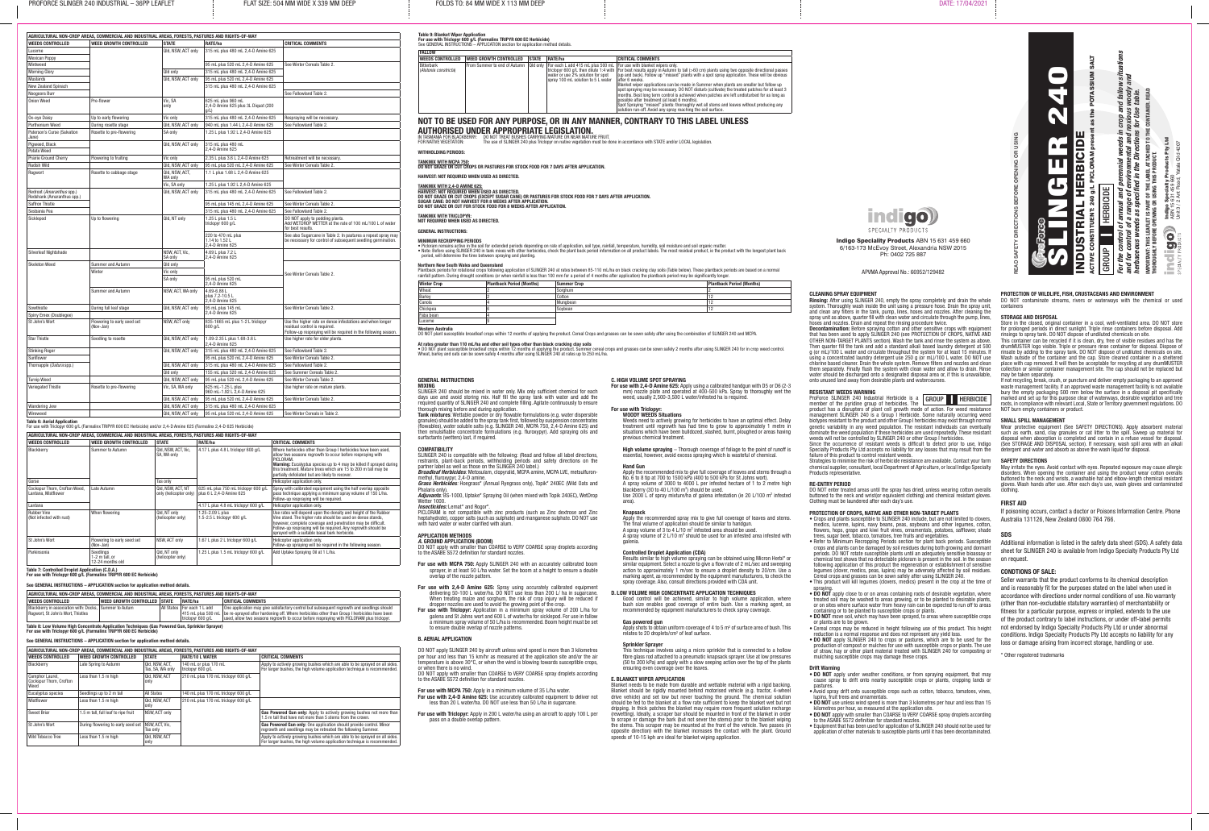| AGRICULTURAL NON-CROP AREAS, COMMERCIAL AND INDUSTRIAL AREAS, FORESTS, PASTURES AND RIGHTS-OF-WAY | | | | |
|---|---|---|---|---|
| **WEEDS CONTROLLED** | **WEED GROWTH CONTROLLED** | **STATE** | **RATE/ha** | **CRITICAL COMMENTS** |
| Lucerne | | Qld, NSW, ACT only | 315 mL plus 480 mL 2,4-D Amine 625 | |
| Mexican Poppy | | | | |
| Mintweed | | | 95 mL plus 520 mL 2,4-D Amine 625 | See Winter Cereals Table 2. |
| Morning Glory | | Qld only | 315 mL plus 480 mL 2,4-D Amine 625 | |
| Mustards | | Qld, NSW, ACT only | 95 mL plus 520 mL 2,4-D Amine 625 | |
| New Zealand Spinach | | | 315 mL plus 480 mL 2,4-D Amine 625 | |
| Noogoora Burr | | | | See Fallowland Table 2. |
| Onion Weed | Pre-flower | Vic, SA only | 625 mL plus 960 mL 2,4-D Amine 625 plus 3L Diquat (200 g/L) | |
| Ox-eye Daisy | Up to early flowering | Vic only | 315 mL plus 480 mL 2,4-D Amine 625 | Respraying will be necessary. |
| Parthenium Weed | During rosette stage | Qld, NSW, ACT only | 940 mL plus 1.44 L 2,4-D Amine 625 | See Fallowland Table 2. |
| Paterson's Curse (Salvation Jane) | Rosette to pre-flowering | SA only | 1.25 L plus 1.92 L 2,4-D Amine 625 | |
| Pigweed, Black<br>Potato Weed | | Qld, NSW, ACT only | 315 mL plus 480 mL 2,4-D Amine 625 | |
| Prairie Ground Cherry | Flowering to fruiting | Vic only | 2.35 L plus 3.6 L 2,4-D Amine 625 | Retreatment will be necessary. |
| Radish Wild | | Qld, NSW, ACT only | 95 mL plus 520 mL 2,4-D Amine 625 | See Winter Cereals Table 2. |
| Ragwort | Rosette to cabbage stage | Qld, NSW, ACT, WA only | 1.1 L plus 1.68 L 2,4-D Amine 625 | |
| | | Vic, SA only | 1.25 L plus 1.92 L 2,4-D Amine 625 | |
| Redroot (*Amaranthus* spp.)<br>Redshank (*Amaranthus* spp.) | | Qld, NSW, ACT only | 315 mL plus 480 mL 2,4-D Amine 625 | See Fallowland Table 2. |
| Saffron Thistle | | | 95 mL plus 145 mL 2,4-D Amine 625 | See Winter Cereals Table 2. |
| Sesbania Pea | | | 315 mL plus 480 mL 2,4-D Amine 625 | See Fallowland Table 2. |
| Sicklepod | Up to flowering | Qld, NT only | 1.25 L plus 1.5 L triclopyr 600 g/L | DO NOT apply to pedding plants. Add WETDROP WETTER at the rate of 100 mL/100 L of water for best results. |
| | | | 220 to 470 mL plus 1.14 to 1.52 L 2,4-D Amine 625 | See also Sugarcane in Table 2. In pastures a repeat spray may be necessary for control of subsequent seedling germination. |
| Silverleaf Nightshade | | NSW, ACT, Vic, SA only | 4.69 L plus 7.2 L 2,4-D Amine 625 | |
| Skeleton Weed | Summer and Autumn | Qld only | | See Winter Cereals Table 2. |
| | Winter | Vic only | | |
| | | SA only | 95 mL plus 520 mL 2,4-D Amine 625 | |
| | Summer and Autumn | NSW, ACT, WA only | 4.69-6.88 L plus 7.2-10.5 L 2,4-D Amine 625 | |
| Sowthistle | During full leaf stage | Qld, NSW, ACT only | 95 mL plus 145 mL 2,4-D Amine 625 | See Winter Cereals Table 2. |
| Spiny Emex (Doublegee) | | | | |
| St John's Wort | Flowering to early seed set (Nov-Jan) | NSW, ACT only | 833-1665 mL plus 1-2 L triclopyr 600 g/L | Use the higher rate on dense infestations and when longer residual control is required. Follow-up respraying will be required in the following season. |
| Star Thistle | Seedling to rosette | Qld, NSW, ACT only | 1.09-2.35 L plus 1.68-3.6 L 2,4-D Amine 625 | Use higher rate for older plants. |
| Stinking Roger | | Qld, NSW, ACT only | 315 mL plus 480 mL 2,4-D Amine 625 | See Fallowland Table 2. |
| Sunflower | | | 95 mL plus 520 mL 2,4-D Amine 625 | See Winter Cereals Table 2. |
| Thornapple (*Datura* spp.) | | Qld, NSW, ACT only | 315 mL plus 480 mL 2,4-D Amine 625 | See Fallowland Table 2. |
| | | Qld only | 155 mL plus 520 mL 2,4-D Amine 625 | See Summer Cereals Table 2. |
| Turnip Weed | | Qld, NSW, ACT only | 95 mL plus 520 mL 2,4-D Amine 625 | See Winter Cereals Table 2. |
| Variegated Thistle | Rosette to pre-flowering | Vic, SA, WA only | 625 mL-1.25 L plus 960 mL-1.92 L 2,4-D Amine 625 | Use higher rate on mature plants. |
| | | Qld, NSW, ACT only | 95 mL plus 520 mL 2,4-D Amine 625 | See Winter Cereals Table 2. |
| Wandering Jew | | Qld, NSW, ACT only | 315 mL plus 480 mL 2,4-D Amine 625 | |
| Wireweed | | Qld, NSW, ACT only | 95 mL plus 520 mL 2,4-D Amine 625 | See Winter Cereals in Table 2. |

**Table 6: Aerial Application**
For use with Triclopyr 600 g/L (Formaline TRIPYR 600 EC Herbicide) and/or 2,4-D Amine 625 (Formaline 2,4-D 625 Herbicide)

| AGRICULTURAL NON-CROP AREAS, COMMERCIAL AND INDUSTRIAL AREAS, FORESTS, PASTURES AND RIGHTS-OF-WAY | | | | |
|---|---|---|---|---|
| **WEEDS CONTROLLED** | **WEED GROWTH CONTROLLED** | **STATE** | **RATE/ha** | **CRITICAL COMMENTS** |
| Blackberry | Summer to Autumn | Qld, NSW, ACT, Vic, SA, WA only | 4.17 L plus 4.8 L triclopyr 600 g/L | Where herbicides other than Group I herbicides have been used, allow two seasons regrowth to occur before respraying with PICLORAM.<br>**Warning:** Eucalyptus species up to 4 may be killed if sprayed during this treatment. Mature trees which are 15 to 200 m tall may be partially defoliated but are likely to recover.<br>Helicopter application only. |
| Gorse | | Tas only | | |
| Cockspur Thorn, Crofton Weed, Lantana, Mistflower | Late Autumn | Qld, NSW, ACT, NT only (helicopter only) | 625 mL plus 750 mL triclopyr 600 g/L plus 6 L 2,4-D Amine 625 | Spray with calibrated equipment using the half overlap opposite pass technique applying a minimum spray volume of 150 L/ha. Follow-up respraying will be required. |
| Lantana | | | 4.17 L plus 4.8 L triclopyr 600 g/L | Helicopter application only. |
| Rubber Vine (Not infected with rust) | When flowering | Qld, NT only (helicopter only) | 1.25-2.09 L plus 1.5-2.5 L triclopyr 600 g/L | Use rates will depend upon the density and height of the Rubber Vine stand. The higher rate should be used on dense stands, however, complete coverage and penetration may be difficult. Follow-up respraying will be required. Any regrowth should be sprayed with a suitable basal bark herbicide. |
| St John's Wort | Flowering to early seed set (Nov-Jan) | NSW, ACT only | 1.67 L plus 2 L triclopyr 600 g/L | Helicopter application only.<br>Follow-up spraying will be required in the following season. |
| Parkinsonia | Seedlings 1-2 m tall, or 12-24 months old | Qld, NT only (helicopter only) | 1.25 L plus 1.5 mL triclopyr 600 g/L | Add Uptake Spraying Oil at 1 L/ha. |

**Table 7: Controlled Droplet Application (C.D.A.)**
For use with Triclopyr 600 g/L (Formaline TRIPYR 600 EC Herbicide)

See GENERAL INSTRUCTIONS – APPLICATION section for application method details.

| AGRICULTURAL NON-CROP AREAS, COMMERCIAL AND INDUSTRIAL AREAS, FORESTS, PASTURES AND RIGHTS-OF-WAY | | | | |
|---|---|---|---|---|
| **WEEDS CONTROLLED** | **WEED GROWTH CONTROLLED** | **STATE** | **RATE/ha** | **CRITICAL COMMENTS** |
| Blackberry in association with: Docks, Ragwort, St John's Wort, Thistles | Summer to Autumn | All States | For each 1 L add 415 mL plus 500 mL triclopyr 600 g/L | One application may give satisfactory control but subsequent regrowth and seedlings should be re-sprayed after hardening off. Where herbicides other than Group I herbicides have been used, allow two seasons regrowth to occur before respraying with PICLORAM plus triclopyr. |

**Table 8: Low Volume High Concentrate Application Techniques (Gas Powered Gun, Sprinkler Sprayer)**
For use with Triclopyr 600 g/L (Formaline TRIPYR 600 EC Herbicide)

See GENERAL INSTRUCTIONS – APPLICATION section for application method details.

| AGRICULTURAL NON-CROP AREAS, COMMERCIAL AND INDUSTRIAL AREAS, FORESTS, PASTURES AND RIGHTS-OF-WAY | | | | |
|---|---|---|---|---|
| **WEEDS CONTROLLED** | **WEED GROWTH CONTROLLED** | **STATE** | **RATE/10 L WATER** | **CRITICAL COMMENTS** |
| Blackberry | Late Spring to Autumn | Qld, NSW, ACT, Tas, SA, WA only | 140 mL plus 170 mL triclopyr 600 g/L | Apply to actively growing bushes which are able to be sprayed on all sides. For larger bushes, the high volume application technique is recommended. |
| Camphor Laurel, Cockspur Thorn, Crofton Weed | Less than 1.5 m high | Qld, NSW, ACT only | 210 mL plus 170 mL triclopyr 600 g/L | |
| Eucalyptus species | Seedlings up to 2 m tall | All States | 140 mL plus 170 mL triclopyr 600 g/L | |
| Mistflower | Less than 1.5 m high | Qld, NSW, ACT only | 210 mL plus 170 mL triclopyr 600 g/L | |
| Sweet Briar | 1.5 m tall, full leaf to ripe fruit | NSW, ACT only | | **Gas Powered Gun only:** Apply to actively growing bushes not more than 1.5 m tall that have not more than 5 stems from the crown. |
| St John's Wort | During flowering to early seed set | NSW, ACT, Vic, Tas only | | **Gas Powered Gun only:** One application should provide control. Minor regrowth and seedlings may be retreated the following Summer. |
| Wild Tobacco Tree | Less than 1.5 m high | Qld, NSW, ACT only | | Apply to actively growing bushes which are able to be sprayed on all sides. For larger bushes, the high volume application technique is recommended. |

**Table 9: Blanket Wiper Application**
For use with triclopyr 600 g/L (Formaline TRIPYR 600 EC Herbicide)
See GENERAL INSTRUCTIONS – APPLICATION section for application method details.

| FALLOW | | | | |
|---|---|---|---|---|
| **WEEDS CONTROLLED** | **WEED GROWTH CONTROLLED** | **STATE** | **RATE/ha** | **CRITICAL COMMENTS** |
| Bitterbark (*Alstonia constricta*) | From Summer to end of Autumn | Qld only | For each L add 415 mL plus 500 mL triclopyr 600 g/L then dilute 1:4 with water or use 2% solution for spot spray 100 mL solution to 5 L water | For use with blanket wipers only.<br>For best results apply in Autumn to tall (>60 cm) plants using two opposite directional passes (up and back). Follow up "missed" plants with a spot spray application. These will be obvious after 6 weeks.<br>Blanket wiper applications can be made in Summer when plants are smaller but follow up spot spraying may be necessary. DO NOT disturb (cultivate) the treated patches for at least 3 months. Best long term control is achieved when patches are left undisturbed for as long as possible after treatment (at least 6 months).<br>Spot Spraying "missed" plants: Thoroughly wet all stems and leaves without producing any solution run-off. Avoid any spray reaching the soil surface. |

## NOT TO BE USED FOR ANY PURPOSE, OR IN ANY MANNER, CONTRARY TO THIS LABEL UNLESS AUTHORISED UNDER APPROPRIATE LEGISLATION.

IN TASMANIA FOR BLACKBERRY: DO NOT TREAT BUSHES CARRYING MATURE OR NEAR MATURE FRUIT.
FOR NATIVE VEGETATION: The use of SLINGER 240 plus Triclopyr on native vegetation must be done in accordance with STATE and/or LOCAL legislation.

**WITHHOLDING PERIODS:**

**TANKMIX WITH MCPA 750:**
**DO NOT GRAZE OR CUT CROPS OR PASTURES FOR STOCK FOOD FOR 7 DAYS AFTER APPLICATION.**

**HARVEST: NOT REQUIRED WHEN USED AS DIRECTED.**

**TANKMIX WITH 2,4-D AMINE 625:**
**HARVEST: NOT REQUIRED WHEN USED AS DIRECTED.**
**DO NOT GRAZE OR CUT CROPS (EXCEPT SUGAR CANE) OR PASTURES FOR STOCK FOOD FOR 7 DAYS AFTER APPLICATION.**
**SUGAR CANE: DO NOT HARVEST FOR 8 WEEKS AFTER APPLICATION.**
**DO NOT GRAZE OR CUT FOR STOCK FOOD FOR 8 WEEKS AFTER APPLICATION.**

**TANKMIX WITH TRICLOPYR:**
**NOT REQUIRED WHEN USED AS DIRECTED.**

**GENERAL INSTRUCTIONS:**

**MINIMUM RECROPPING PERIODS**
- Picloram remains active in the soil for extended periods depending on rate of application, soil type, rainfall, temperature, humidity, soil moisture and soil organic matter.
- Note: Before using SLINGER 240 in tank mixes with other herbicides, check the plant back period information on all product labels. The most residual product, ie the product with the longest plant back period, will determine the time between spraying and planting.

**Northern New South Wales and Queensland**
Plantback periods for rotational crops following application of SLINGER 240 at rates between 85-110 mL/ha on black cracking clay soils (Table below). These plantback periods are based on a normal rainfall pattern. During drought conditions (or when rainfall is less than 100 mm for a period of 4 months after application) the plantback period may be significantly longer.

| Winter Crop | Plantback Period (Months) | Summer Crop | Plantback Period (Months) |
|---|---|---|---|
| Wheat | 2 | Sorghum | 2 |
| Barley | 2 | Cotton | 12 |
| Canola | 4 | Mungbean | 12 |
| Chickpea | 8 | Soybean | 12 |
| Faba bean | 8 | | |
| Lucerne | 9 | | |

**Western Australia**
DO NOT plant susceptible broadleaf crops within 12 months of applying the product. Cereal Crops and grasses can be sown safely after using the combination of SLINGER 240 and MCPA.

**At rates greater than 110 mL/ha and other soil types other than black cracking clay soils**
- DO NOT plant susceptible broadleaf crops within 12 months of applying the product. Summer cereal crops and grasses can be sown safely 2 months after using SLINGER 240 for in crop weed control. Wheat, barley and oats can be sown safely 4 months after using SLINGER 240 at rates up to 250 mL/ha.

**GENERAL INSTRUCTIONS**

**MIXING**
SLINGER 240 should be mixed in water only. Mix only sufficient chemical for each days use and avoid storing mix. Half fill the spray tank with water and add the required quantity of SLINGER 240 and complete filling. Agitate continuously to ensure thorough mixing before and during application.
**Tank mixes:** Wettable powder or dry flowable formulations (e.g. water dispersible granules) should be added to the spray tank first, followed by suspension concentrates (flowables), water soluble salts (e.g. SLINGER 240, MCPA 750, 2,4-D Amine 625) and then emulsifiable concentrate formulations (e.g. fluroxypyr). Add spraying oils and surfactants (wetters) last, if required.

**COMPATIBILITY**
SLINGER 240 is compatible with the following. (Read and follow all label directions, restraints, plant-back periods, withholding periods and safety directions on the partner label as well as those on the SLINGER 240 label.)
***Broadleaf Herbicides:*** Metosulam, clopyralid, MCPA amine, MCPA LVE, metsulfuron-methyl, fluroxypyr, 2,4-D amine.
***Grass Herbicides:*** Hoegrass* (Annual Ryegrass only), Topik* 240EC (Wild Oats and Phalaris only).
***Adjuvants:*** BS-1000, Uptake* Spraying Oil (when mixed with Topik 240EC), WetDrop Wetter 1000.
***Insecticides:*** Lemat* and Rogor*.
PICLORAM is not compatible with zinc products (such as Zinc dextrose and Zinc heptahydrate), copper salts (such as sulphate) and manganese sulphate. DO NOT use with hard water or water clarified with alum.

**APPLICATION METHODS**

**A. GROUND APPLICATION (BOOM)**
DO NOT apply with smaller than COARSE to VERY COARSE spray droplets according to the ASABE S572 definition for standard nozzles.

**For use with MCPA 750:** Apply SLINGER 240 with an accurately calibrated boom sprayer, in at least 50 L/ha water. Set the boom at a height to ensure a double overlap of the nozzle pattern.

**For use with 2,4-D Amine 625:** Spray using accurately calibrated equipment delivering 50-100 L water/ha. DO NOT use less than 200 L/ ha in sugarcane. When treating maize and sorghum, the risk of crop injury will be reduced if dropper nozzles are used to avoid the growing point of the crop.

**For use with Triclopyr:** Application in a minimum spray volume of 200 L/ha for galena and St Johns wort and 600 L of water/ha for sicklepod. For use in fallow a minimum spray volume of 50 L/ha is recommended. Boom height must be set to ensure double overlap of nozzle patterns.

**B. AERIAL APPLICATION**
DO NOT apply SLINGER 240 by aircraft unless wind speed is more than 3 kilometres per hour and less than 15 km/hr as measured at the application site and/or the air temperature is above 30°C, or when the wind is blowing towards susceptible crops, or when there is no wind.
DO NOT apply with smaller than COARSE to VERY COARSE spray droplets according to the ASABE S572 definition for standard nozzles.

**For use with MCPA 750:** Apply in a minimum volume of 35 L/ha water.

**For use with 2,4-D Amine 625:** Use accurately calibrated equipment to deliver not less than 20 L water/ha. DO NOT use less than 50 L/ha in sugarcane.

**For use with Triclopyr:** Apply in 200 L water/ha using an aircraft to apply 100 L per pass on a double overlap pattern.

**C. HIGH VOLUME SPOT SPRAYING**
**For use with 2,4-D Amine 625:** Apply using a calibrated handgun with D5 or D6 (2-3 mm) nozzle plate and operated at 400-500 kPa. Spray to thoroughly wet the weed, usually 2,500-3,500 L water/infested ha is required.

**For use with Triclopyr:**
**WOODY WEEDS Situations**
Weeds need to actively growing for herbicides to have an optimal effect. Delay treatment until regrowth has had time to grow to approximately 1 metre in situations which have been bulldozed, slashed, burnt, ploughed or areas having previous chemical treatment.

**High volume spraying** – Thorough coverage of foliage to the point of runoff is essential, however, avoid excess spraying which is wasteful of chemical.

**Hand Gun**
Apply the recommended mix to give full coverage of leaves and stems through a No. 6 to 8 tip at 700 to 1500 kPa (400 to 500 kPa for St Johns wort).
A spray volume of 3000 to 4000 L per infested hectare of 1 to 2 metre high blackberry (30 to 40 L/100 m²) should be used.
Use 2000 L of spray mixture/ha of galena infestation (ie 20 L/100 m² infested area).

**Knapsack**
Apply the recommended spray mix to give full coverage of leaves and stems. The final volume of application should be similar to handgun.
A spray volume of 3 to 4 L/10 m² infested area should be used.
A spray volume of 2 L/10 m² should be used for an infested area infested with galenia.

**Controlled Droplet Application (CDA)**
Results similar to high volume spraying can be obtained using Micron Herbi* or similar equipment. Select a nozzle to give a flow rate of 2 mL/sec and sweeping action to approximately 1 m/sec to ensure a droplet density to 20/cm. Use a marking agent, as recommended by the equipment manufacturers, to check the spray coverage. Also, consult directions provided with CDA unit.

**D. LOW VOLUME HIGH CONCENTRATE APPLICATION TECHNIQUES**
Good control will be achieved, similar to high volume application, where bush size enables good coverage of entire bush. Use a marking agent, as recommended by equipment manufacturers to check spray coverage.

**Gas powered gun**
Apply shots to obtain uniform coverage of 4 to 5 m² of surface area of bush. This relates to 20 droplets/cm² of leaf surface.

**Sprinkler Sprayer**
This technique involves using a micro sprinkler that is connected to a hollow fibre glass rod attached to a pneumatic knapsack sprayer. Use at low pressures (50 to 200 kPa) and apply with a slow sweeping action over the top of the plants ensuring even coverage over the leaves.

**E. BLANKET WIPER APPLICATION**
Blanket needs to be made from durable and wettable material with a rigid backing. Blanket should be rigidly mounted behind motorised vehicle (e.g. tractor, 4-wheel drive vehicle) and set low but never touching the ground. The chemical solution should be fed to the blanket at a flow rate sufficient to keep the blanket wet but not dripping. In thick patches the blanket may require more frequent solution recharge (rewetting). Ideally, a scraper bar should be mounted in front of the blanket in order to scrape or damage the bark (but not sever the stems) prior to the blanket wiping the stems. This scraper may be mounted at the front of the vehicle. Two passes (in opposite direction) with the blanket increases the contact with the plant. Ground speeds of 10-15 kph are ideal for blanket wiping application.

**indigo** SPECIALTY PRODUCTS

**Indigo Speciality Products** ABN 15 631 459 660
6/163-173 McEvoy Street, Alexandria NSW 2015
Ph: 0402 725 887

APVMA Approval No.: 66952/129482

**CLEANING SPRAY EQUIPMENT**
**Rinsing:** After using SLINGER 240, empty the spray completely and drain the whole system. Thoroughly wash inside the unit using a pressure hose. Drain the spray unit, and clean any filters in the tank, pump, lines, hoses and nozzles. After cleaning the spray unit as above, quarter fill with clean water and circulate through the pump, lines, hoses and nozzles. Drain and repeat the rinsing procedure twice.
**Decontamination:** Before spraying cotton and other sensitive crops with equipment that has been used to apply SLINGER 240 (see PROTECTION OF CROPS, NATIVE AND OTHER NON-TARGET PLANTS section). Wash the tank and rinse the system as above. Then quarter fill the tank and add a standard alkali based laundry detergent at 500 g (or mL)/100 L water and circulate throughout the system for at least 15 minutes. If using a concentrated laundry detergent use 250 g (or mL)/100 L water. DO NOT use chlorine based cleaner. Drain the whole system. Remove filters and nozzles and clean them separately. Finally flush the system with clean water and allow to drain. Rinse water should be discharged onto a designated disposal area or, if this is unavailable, onto unused land away from desirable plants and watercourses.

**RESISTANT WEEDS WARNING**
ProForce SLINGER 240 Industrial Herbicide is a member of the pyridine group of herbicides. **GROUP I HERBICIDE** The product has a disruptor of plant cell growth mode of action. For weed resistance management SLINGER 240 is a Group I Herbicide. Some naturally occurring weed biotypes resistant to the product and other Group I herbicides may exist through normal genetic variability in any weed population. The resistant individuals can eventually dominate the weed population if these herbicides are used repeatedly. These resistant weeds will not be controlled by SLINGER 240 or other Group I herbicides.
Since the occurrence of resistant weeds is difficult to detect prior to use, Indigo Specialty Products Pty Ltd accepts no liability for any losses that may result from the failure of this product to control resistant weeds.
Strategies to minimise the risk of herbicide resistance are available. Contact your farm chemical supplier, consultant, local Department of Agriculture, or local Indigo Specialty Products representative.

**RE-ENTRY PERIOD**
DO NOT enter treated areas until the spray has dried, unless wearing cotton overalls buttoned to the neck and wrist (or equivalent clothing) and chemical resistant gloves. Clothing must be laundered after each day's use.

**PROTECTION OF CROPS, NATIVE AND OTHER NON-TARGET PLANTS**
- Crops and plants susceptible to SLINGER 240 include, but are not limited to clovers, medics, lucerne, lupins, navy beans, peas, soybeans and other legumes, cotton, flowers, hops, grape and kiwi fruit vines, ornamentals, potatoes, safflower, shade trees, sugar beet, tobacco, tomatoes, tree fruits and vegetables.
- Refer to Minimum Recropping Periods section for plant back periods. Susceptible crops and plants can be damaged by soil residues during both growing and dormant periods. DO NOT rotate susceptible plants until an adequately sensitive bioassay or chemical test shows that no detectable picloram is present in the soil. In the season following application of this product the regeneration or establishment of sensitive legumes (clover, medics, peas, lupins) may be adversely affected by soil residues. Cereal crops and grasses can be sown safely after using SLINGER 240.
- This product will kill legumes (clovers, medics) present in the crop at the time of spraying.
- **DO NOT** apply close to or on areas containing roots of desirable vegetation, where treated soil may be washed to areas growing, or to be planted to desirable plants, or on sites where surface water from heavy rain can be expected to run off to areas containing or to be planted to susceptible crops or plants.
- **DO NOT** move soil, which may have been sprayed, to areas where susceptible crops or plants are to be grown.
- Cereal crops may be reduced in height following use of this product. This height reduction is a normal response and does not represent any yield loss.
- **DO NOT** apply SLINGER 240 to crops or pastures, which are to be used for the production of compost or mulches for use with susceptible crops or plants. The use of straw, hay or other plant material treated with SLINGER 240 for composting or mulching susceptible crops may damage these crops.

**Drift Warning**
- **DO NOT** apply under weather conditions, or from spraying equipment, that may cause spray to drift onto nearby susceptible crops or plants, cropping lands or pastures.
- Avoid spray drift onto susceptible crops such as cotton, tobacco, tomatoes, vines, lupins, fruit trees and ornamentals.
- **DO NOT** use unless wind speed is more than 3 kilometres per hour and less than 15 kilometres per hour, as measured at the application site.
- **DO NOT** apply with smaller than COARSE to VERY COARSE spray droplets according to the ASABE S572 definition for standard nozzles.
- Equipment that has been used for application of SLINGER 240 should not be used for application of other materials to susceptible plants until it has been decontaminated.

**PROTECTION OF WILDLIFE, FISH, CRUSTACEANS AND ENVIRONMENT**
DO NOT contaminate streams, rivers or waterways with the chemical or used containers

**STORAGE AND DISPOSAL**
Store in the closed, original container in a cool, well-ventilated area. DO NOT store for prolonged periods in direct sunlight. Triple rinse containers before disposal. Add rinsings to spray tank. DO NOT dispose of undiluted chemicals on site.
This container can be recycled if it is clean, dry, free of visible residues and has the drumMUSTER logo visible. Triple or pressure rinse container for disposal. Dispose of rinsate by adding to the spray tank. DO NOT dispose of undiluted chemicals on site. Wash outside of the container and the cap. Store cleaned container in a sheltered place with cap removed. It will then be acceptable for recycling at any drumMUSTER collection or similar container management site. The cap should not be replaced but may be taken separately.
If not recycling break, crush, or puncture and deliver empty packaging to an approved waste management facility. If an approved waste management facility is not available bury the empty packaging 500 mm below the surface in a disposal pit specifically marked and set up for this purpose clear of waterways, desirable vegetation and tree roots, in compliance with relevant Local, State or Territory government regulations. DO NOT burn empty containers or product.

**SMALL SPILL MANAGEMENT**
Wear protective equipment (See SAFETY DIRECTIONS). Apply absorbent material such as earth, sand, clay granules or cat litter to the spill. Sweep up material for disposal when absorption is completed and contain in a refuse vessel for disposal. (See STORAGE AND DISPOSAL section). If necessary, wash spill area with an alkali detergent and water and absorb as above the wash liquid for disposal.

**SAFETY DIRECTIONS**
May irritate the eyes. Avoid contact with eyes. Repeated exposure may cause allergic disorders. When opening the container and using the product wear cotton overalls buttoned to the neck and wrists, a washable hat and elbow-length chemical resistant gloves. Wash hands after use. After each day's use, wash gloves and contaminated clothing.

**FIRST AID**
If poisoning occurs, contact a doctor or Poisons Information Centre. Phone Australia 131126, New Zealand 0800 764 766.

**SDS**
Additional information is listed in the safety data sheet (SDS). A safety data sheet for SLINGER 240 is available from Indigo Specialty Products Pty Ltd on request.

**CONDITIONS OF SALE:**
Seller warrants that the product conforms to its chemical description and is reasonably fit for the purposes stated on the label when used in accordance with directions under normal conditions of use. No warranty (other than non-excludable statutory warranties) of merchantability or fitness for a particular purpose, express or implied, extends to the use of the product contrary to label instructions, or under off-label permits not endorsed by Indigo Specialty Products Pty Ltd or under abnormal conditions. Indigo Specialty Products Pty Ltd accepts no liability for any loss or damage arising from incorrect storage, handling or use.

\* Other registered trademarks

READ SAFETY DIRECTIONS BEFORE OPENING OR USING

# ProForce SLINGER 240

## INDUSTRIAL HERBICIDE

**ACTIVE CONSTITUENT: 240 g/L PICLORAM present as the POTASSIUM SALT**

**GROUP I HERBICIDE**

*For the control of annual and perennial weeds in crop and fallow situations and for the control of a range of environmental weeds including woody and herbaceous weeds as specified in the Directions for Use table.*

**IMPORTANT: THIS LEAFLET IS PART OF THE LABEL ATTACHED TO THE CONTAINER. READ THOROUGHLY BEFORE OPENING OR USING THIS PRODUCT.**

**indigo** SPECIALTY PRODUCTS
Indigo Specialty Products Pty Ltd
ABN 15 631 459 660
Unit 3 / 2 Ave Road, Yatala Qld 4207